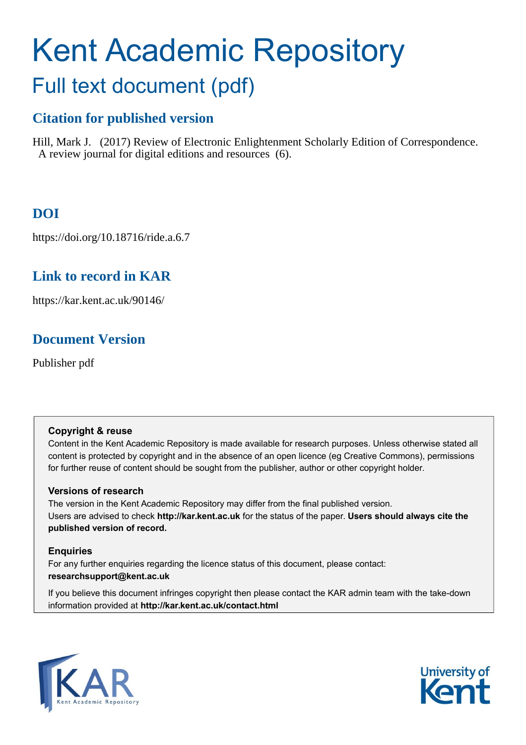# Kent Academic Repository

## Full text document (pdf)

### Citation for published version

Hill, Mark J. (2017) Review of Electronic Enlightenment Scholarly Edition of Correspondence. A review journal for digital editions and resources (6).

### DOI

https://doi.org/10.18716/ride.a.6.7

### Link to record in KAR

https://kar.kent.ac.uk/90146/

### Document Version

Publisher pdf

**Copyright & reuse**

Content in the Kent Academic Repository is made available for research purposes. Unless otherwise stated all content is protected by copyright and in the absence of an open licence (eg Creative Commons), permissions for further reuse of content should be sought from the publisher, author or other copyright holder.

**Versions of research**

The version in the Kent Academic Repository may differ from the final published version. Users are advised to check **http://kar.kent.ac.uk** for the status of the paper. **Users should always cite the published version of record.**

**Enquiries**

For any further enquiries regarding the licence status of this document, please contact: **researchsupport@kent.ac.uk**

If you believe this document infringes copyright then please contact the KAR admin team with the take-down information provided at **http://kar.kent.ac.uk/contact.html**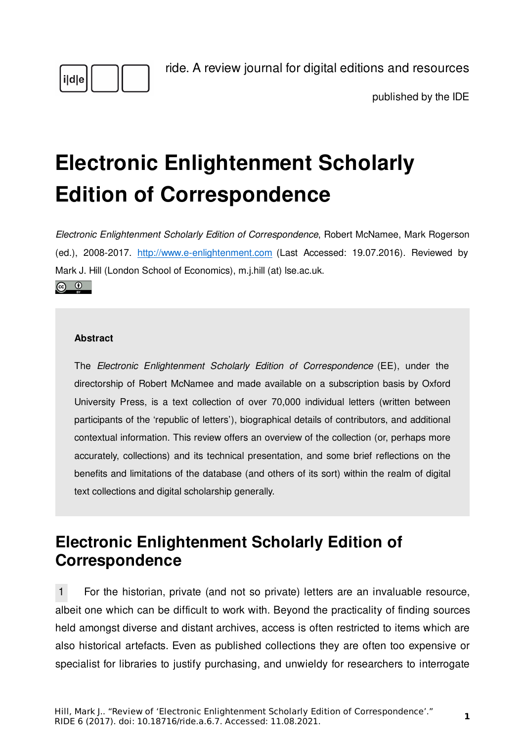ride. A review journal for digital editions and resources

published by the IDE

# Electronic Enlightenment Scholarly Edition of Correspondence

*Electronic Enlightenment Scholarly Edition of Correspondence*, Robert McNamee, Mark Rogerson (ed.), 2008-2017. http://www.e-enlightenment.com (Last Accessed: 19.07.2016). Reviewed by Mark J. Hill (London School of Economics), m.j.hill (at) lse.ac.uk.

**Abstract**

The *Electronic Enlightenment Scholarly Edition of Correspondence* (EE), under the directorship of Robert McNamee and made available on a subscription basis by Oxford University Press, is a text collection of over 70,000 individual letters (written between participants of the 'republic of letters'), biographical details of contributors, and additional contextual information. This review offers an overview of the collection (or, perhaps more accurately, collections) and its technical presentation, and some brief reflections on the benefits and limitations of the database (and others of its sort) within the realm of digital text collections and digital scholarship generally.

## Electronic Enlightenment Scholarly Edition of Correspondence

1 For the historian, private (and not so private) letters are an invaluable resource, albeit one which can be difficult to work with. Beyond the practicality of finding sources held amongst diverse and distant archives, access is often restricted to items which are also historical artefacts. Even as published collections they are often too expensive or specialist for libraries to justify purchasing, and unwieldy for researchers to interrogate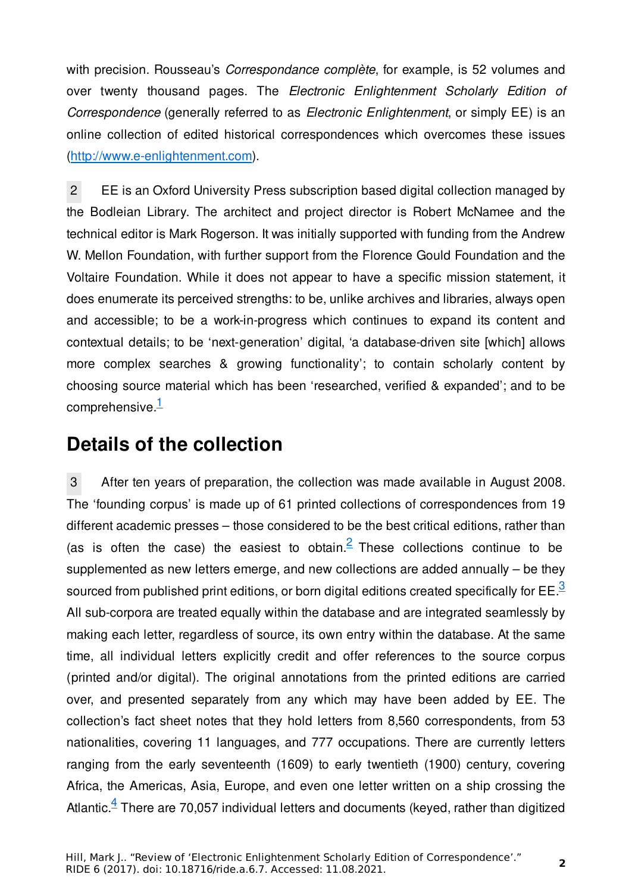with precision. Rousseau's *Correspondance complète*, for example, is 52 volumes and over twenty thousand pages. The *Electronic Enlightenment Scholarly Edition of Correspondence* (generally referred to as *Electronic Enlightenment*, or simply EE) is an online collection of edited historical correspondences which overcomes these issues (http://www.e-enlightenment.com).

2 EE is an Oxford University Press subscription based digital collection managed by the Bodleian Library. The architect and project director is Robert McNamee and the technical editor is Mark Rogerson. It was initially supported with funding from the Andrew W. Mellon Foundation, with further support from the Florence Gould Foundation and the Voltaire Foundation. While it does not appear to have a specific mission statement, it does enumerate its perceived strengths: to be, unlike archives and libraries, always open and accessible; to be a work-in-progress which continues to expand its content and contextual details; to be 'next-generation' digital, 'a database-driven site [which] allows more complex searches & growing functionality'; to contain scholarly content by choosing source material which has been 'researched, verified & expanded'; and to be comprehensive.[1]

## Details of the collection

3 After ten years of preparation, the collection was made available in August 2008. The 'founding corpus' is made up of 61 printed collections of correspondences from 19 different academic presses – those considered to be the best critical editions, rather than (as is often the case) the easiest to obtain.[2] These collections continue to be supplemented as new letters emerge, and new collections are added annually – be they sourced from published print editions, or born digital editions created specifically for EE.[3] All sub-corpora are treated equally within the database and are integrated seamlessly by making each letter, regardless of source, its own entry within the database. At the same time, all individual letters explicitly credit and offer references to the source corpus (printed and/or digital). The original annotations from the printed editions are carried over, and presented separately from any which may have been added by EE. The collection's fact sheet notes that they hold letters from 8,560 correspondents, from 53 nationalities, covering 11 languages, and 777 occupations. There are currently letters ranging from the early seventeenth (1609) to early twentieth (1900) century, covering Africa, the Americas, Asia, Europe, and even one letter written on a ship crossing the Atlantic.[4] There are 70,057 individual letters and documents (keyed, rather than digitized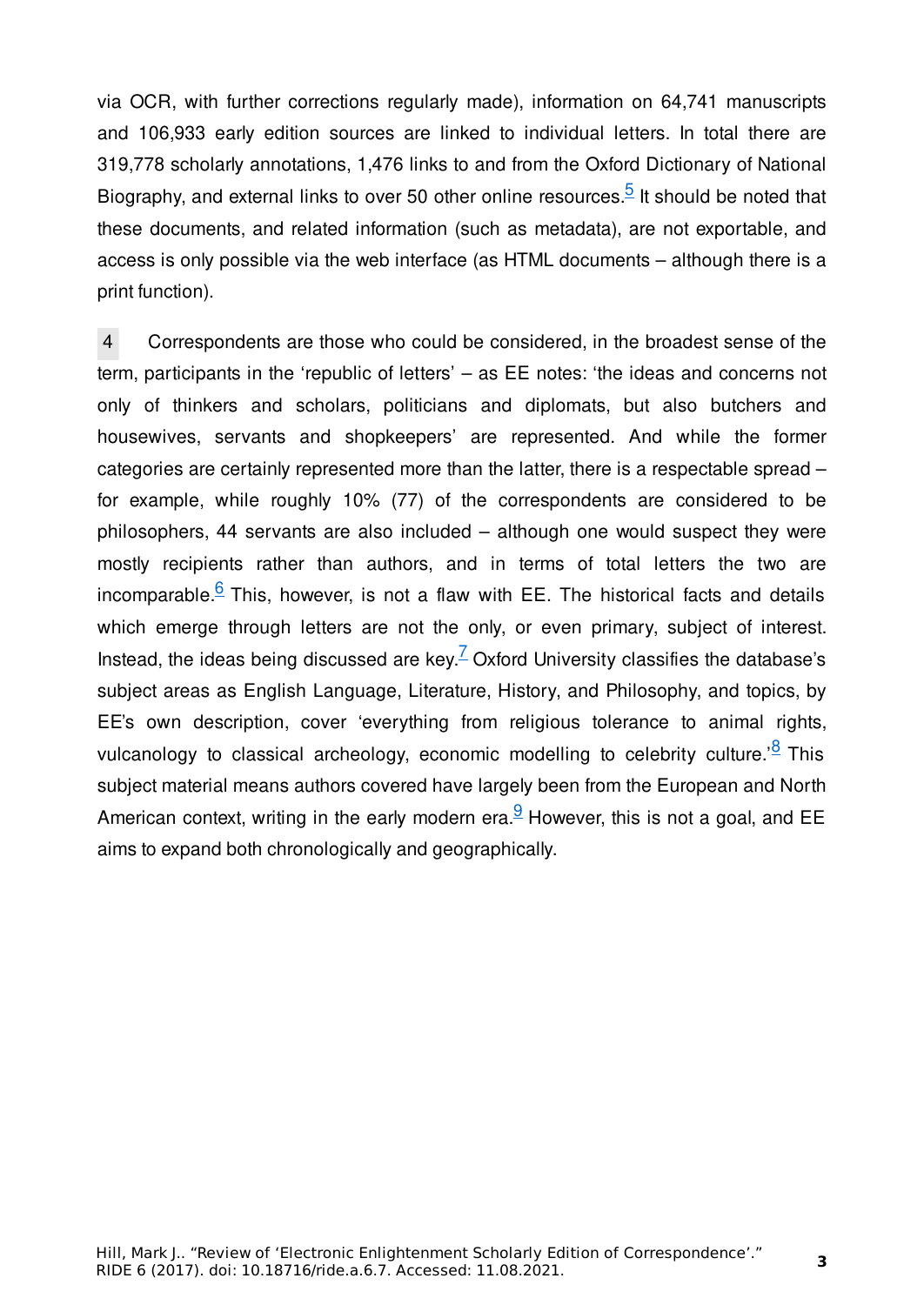via OCR, with further corrections regularly made), information on 64,741 manuscripts and 106,933 early edition sources are linked to individual letters. In total there are 319,778 scholarly annotations, 1,476 links to and from the Oxford Dictionary of National Biography, and external links to over 50 other online resources.[5] It should be noted that these documents, and related information (such as metadata), are not exportable, and access is only possible via the web interface (as HTML documents – although there is a print function).

4 Correspondents are those who could be considered, in the broadest sense of the term, participants in the 'republic of letters' – as EE notes: 'the ideas and concerns not only of thinkers and scholars, politicians and diplomats, but also butchers and housewives, servants and shopkeepers' are represented. And while the former categories are certainly represented more than the latter, there is a respectable spread – for example, while roughly 10% (77) of the correspondents are considered to be philosophers, 44 servants are also included – although one would suspect they were mostly recipients rather than authors, and in terms of total letters the two are incomparable.[6] This, however, is not a flaw with EE. The historical facts and details which emerge through letters are not the only, or even primary, subject of interest. Instead, the ideas being discussed are key.[7] Oxford University classifies the database's subject areas as English Language, Literature, History, and Philosophy, and topics, by EE's own description, cover 'everything from religious tolerance to animal rights, vulcanology to classical archeology, economic modelling to celebrity culture.'[8] This subject material means authors covered have largely been from the European and North American context, writing in the early modern era.[9] However, this is not a goal, and EE aims to expand both chronologically and geographically.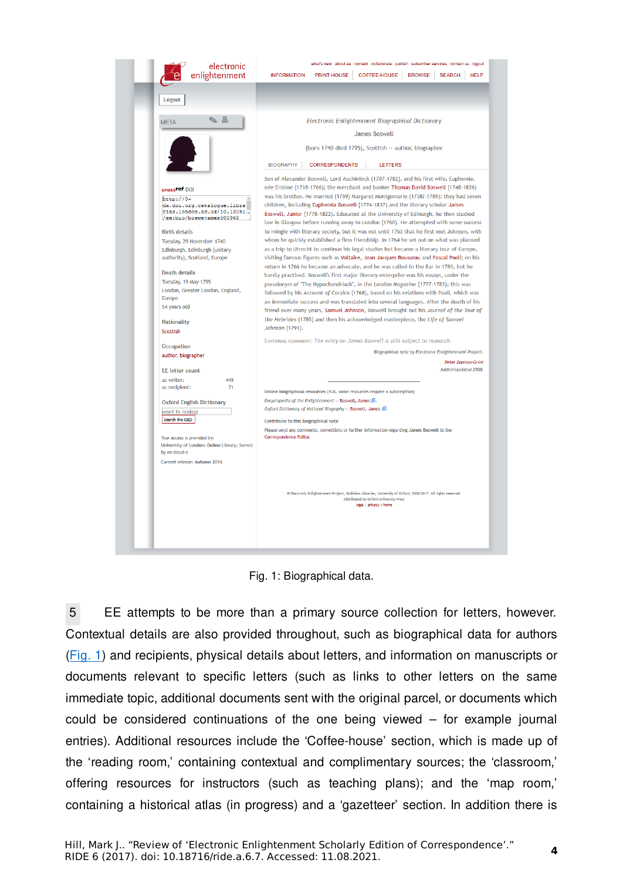Fig. 1: Biographical data.

5 EE attempts to be more than a primary source collection for letters, however. Contextual details are also provided throughout, such as biographical data for authors (Fig. 1) and recipients, physical details about letters, and information on manuscripts or documents relevant to specific letters (such as links to other letters on the same immediate topic, additional documents sent with the original parcel, or documents which could be considered continuations of the one being viewed – for example journal entries). Additional resources include the 'Coffee-house' section, which is made up of the 'reading room,' containing contextual and complimentary sources; the 'classroom,' offering resources for instructors (such as teaching plans); and the 'map room,' containing a historical atlas (in progress) and a 'gazetteer' section. In addition there is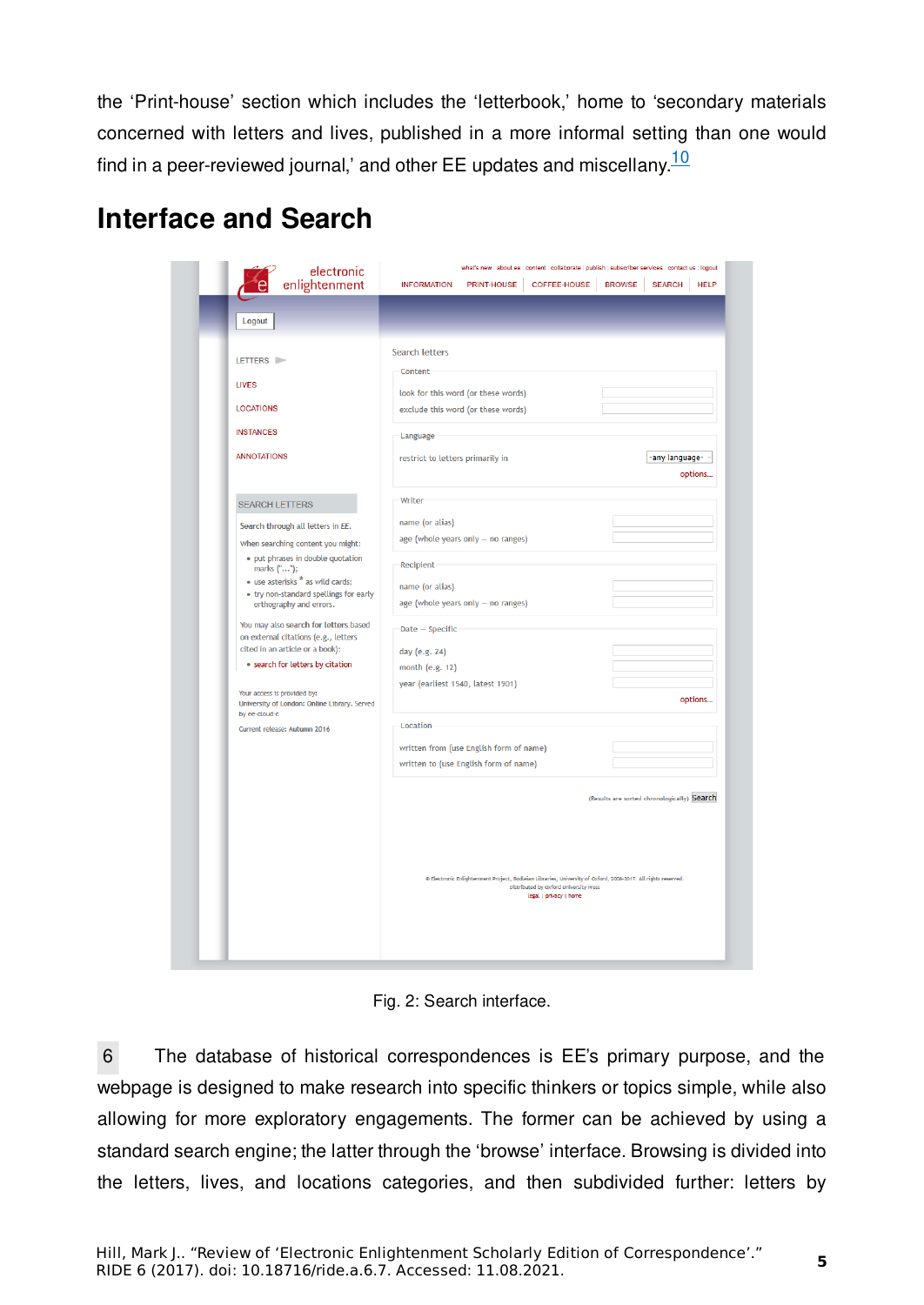the 'Print-house' section which includes the 'letterbook,' home to 'secondary materials concerned with letters and lives, published in a more informal setting than one would find in a peer-reviewed journal,' and other EE updates and miscellany.[10]

## Interface and Search

Fig. 2: Search interface.

6 The database of historical correspondences is EE's primary purpose, and the webpage is designed to make research into specific thinkers or topics simple, while also allowing for more exploratory engagements. The former can be achieved by using a standard search engine; the latter through the 'browse' interface. Browsing is divided into the letters, lives, and locations categories, and then subdivided further: letters by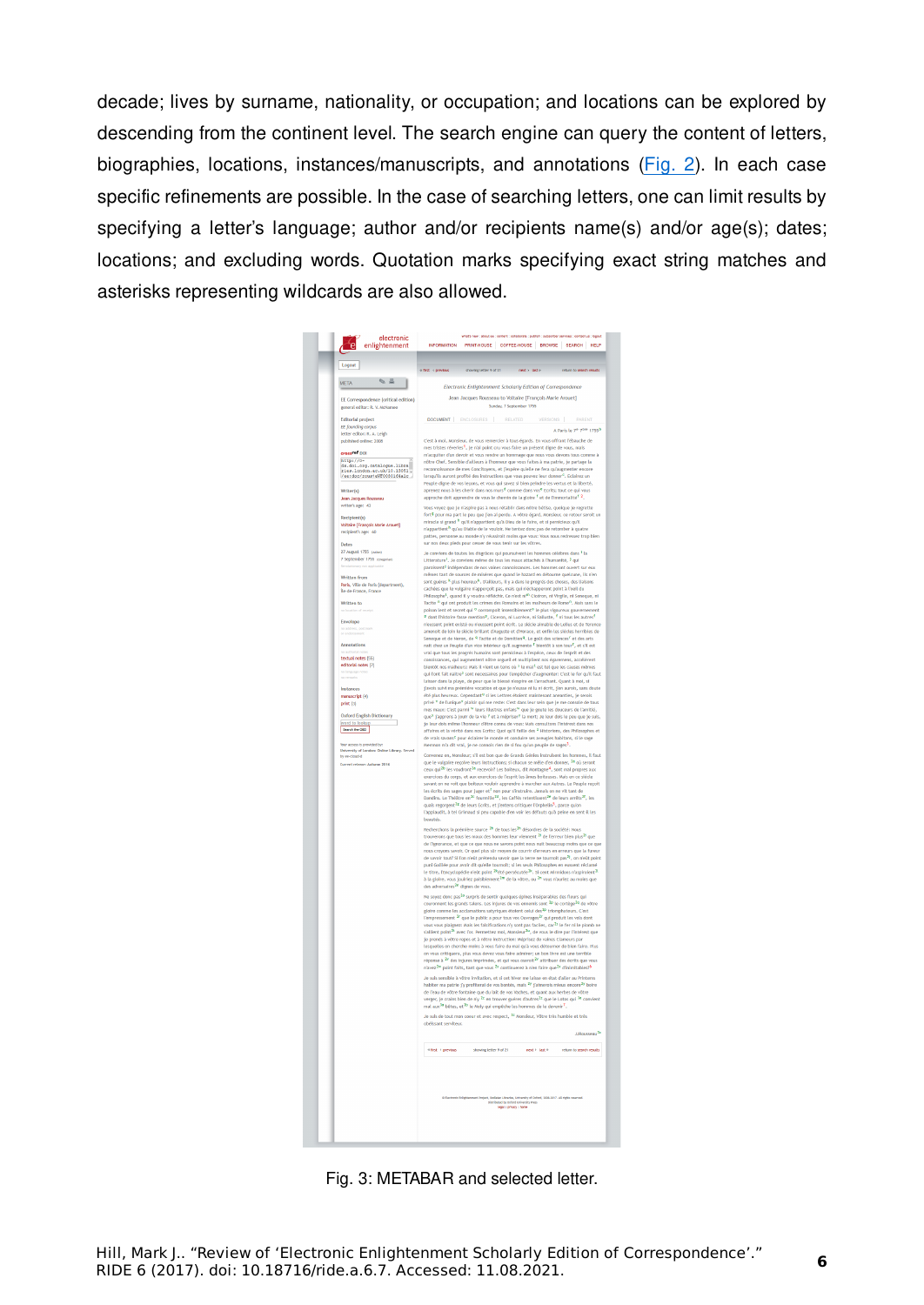decade; lives by surname, nationality, or occupation; and locations can be explored by descending from the continent level. The search engine can query the content of letters, biographies, locations, instances/manuscripts, and annotations (Fig. 2). In each case specific refinements are possible. In the case of searching letters, one can limit results by specifying a letter's language; author and/or recipients name(s) and/or age(s); dates; locations; and excluding words. Quotation marks specifying exact string matches and asterisks representing wildcards are also allowed.

Fig. 3: METABAR and selected letter.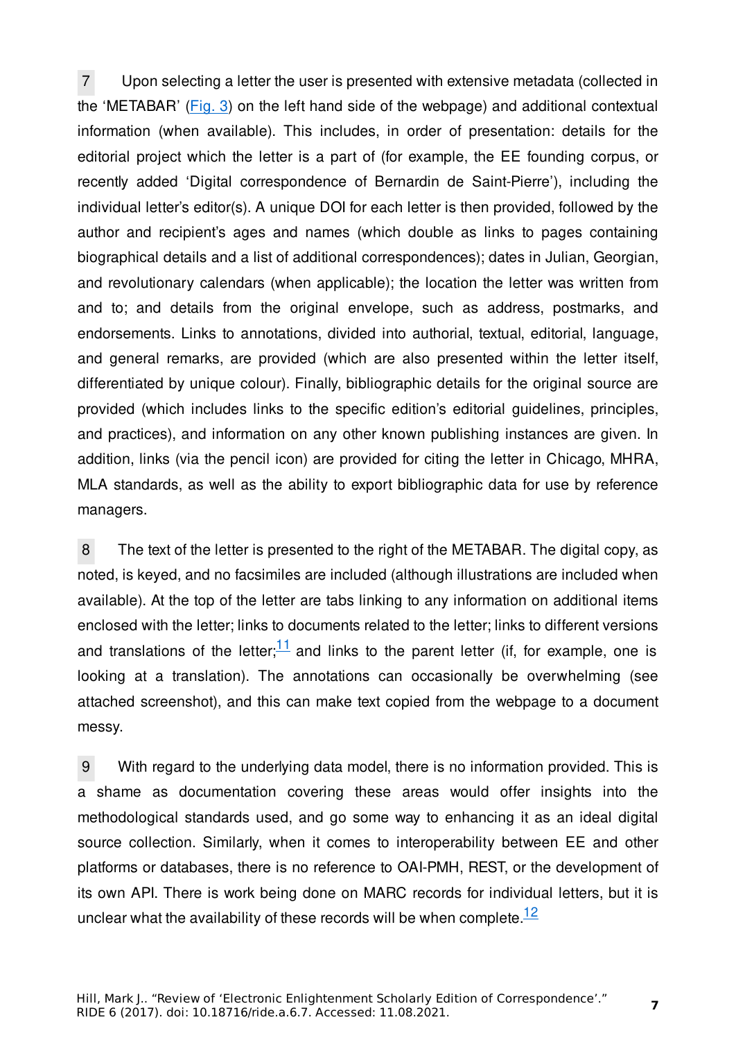7 Upon selecting a letter the user is presented with extensive metadata (collected in the 'METABAR' (Fig. 3) on the left hand side of the webpage) and additional contextual information (when available). This includes, in order of presentation: details for the editorial project which the letter is a part of (for example, the EE founding corpus, or recently added 'Digital correspondence of Bernardin de Saint-Pierre'), including the individual letter's editor(s). A unique DOI for each letter is then provided, followed by the author and recipient's ages and names (which double as links to pages containing biographical details and a list of additional correspondences); dates in Julian, Georgian, and revolutionary calendars (when applicable); the location the letter was written from and to; and details from the original envelope, such as address, postmarks, and endorsements. Links to annotations, divided into authorial, textual, editorial, language, and general remarks, are provided (which are also presented within the letter itself, differentiated by unique colour). Finally, bibliographic details for the original source are provided (which includes links to the specific edition's editorial guidelines, principles, and practices), and information on any other known publishing instances are given. In addition, links (via the pencil icon) are provided for citing the letter in Chicago, MHRA, MLA standards, as well as the ability to export bibliographic data for use by reference managers.

8 The text of the letter is presented to the right of the METABAR. The digital copy, as noted, is keyed, and no facsimiles are included (although illustrations are included when available). At the top of the letter are tabs linking to any information on additional items enclosed with the letter; links to documents related to the letter; links to different versions and translations of the letter;[11] and links to the parent letter (if, for example, one is looking at a translation). The annotations can occasionally be overwhelming (see attached screenshot), and this can make text copied from the webpage to a document messy.

9 With regard to the underlying data model, there is no information provided. This is a shame as documentation covering these areas would offer insights into the methodological standards used, and go some way to enhancing it as an ideal digital source collection. Similarly, when it comes to interoperability between EE and other platforms or databases, there is no reference to OAI-PMH, REST, or the development of its own API. There is work being done on MARC records for individual letters, but it is unclear what the availability of these records will be when complete.[12]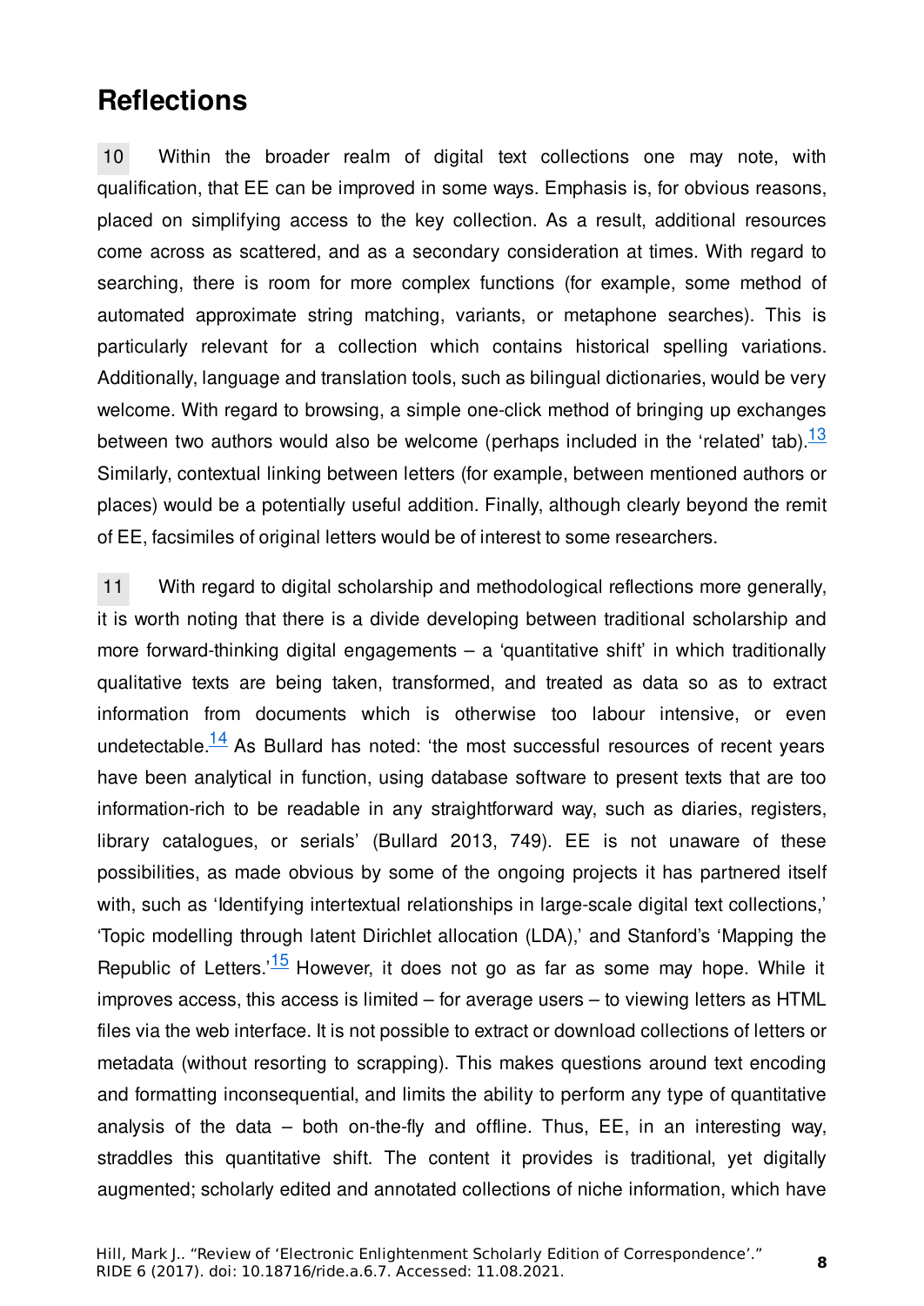## Reflections

10 Within the broader realm of digital text collections one may note, with qualification, that EE can be improved in some ways. Emphasis is, for obvious reasons, placed on simplifying access to the key collection. As a result, additional resources come across as scattered, and as a secondary consideration at times. With regard to searching, there is room for more complex functions (for example, some method of automated approximate string matching, variants, or metaphone searches). This is particularly relevant for a collection which contains historical spelling variations. Additionally, language and translation tools, such as bilingual dictionaries, would be very welcome. With regard to browsing, a simple one-click method of bringing up exchanges between two authors would also be welcome (perhaps included in the 'related' tab).[13] Similarly, contextual linking between letters (for example, between mentioned authors or places) would be a potentially useful addition. Finally, although clearly beyond the remit of EE, facsimiles of original letters would be of interest to some researchers.

11 With regard to digital scholarship and methodological reflections more generally, it is worth noting that there is a divide developing between traditional scholarship and more forward-thinking digital engagements – a 'quantitative shift' in which traditionally qualitative texts are being taken, transformed, and treated as data so as to extract information from documents which is otherwise too labour intensive, or even undetectable.[14] As Bullard has noted: 'the most successful resources of recent years have been analytical in function, using database software to present texts that are too information-rich to be readable in any straightforward way, such as diaries, registers, library catalogues, or serials' (Bullard 2013, 749). EE is not unaware of these possibilities, as made obvious by some of the ongoing projects it has partnered itself with, such as 'Identifying intertextual relationships in large-scale digital text collections,' 'Topic modelling through latent Dirichlet allocation (LDA),' and Stanford's 'Mapping the Republic of Letters.'[15] However, it does not go as far as some may hope. While it improves access, this access is limited – for average users – to viewing letters as HTML files via the web interface. It is not possible to extract or download collections of letters or metadata (without resorting to scrapping). This makes questions around text encoding and formatting inconsequential, and limits the ability to perform any type of quantitative analysis of the data – both on-the-fly and offline. Thus, EE, in an interesting way, straddles this quantitative shift. The content it provides is traditional, yet digitally augmented; scholarly edited and annotated collections of niche information, which have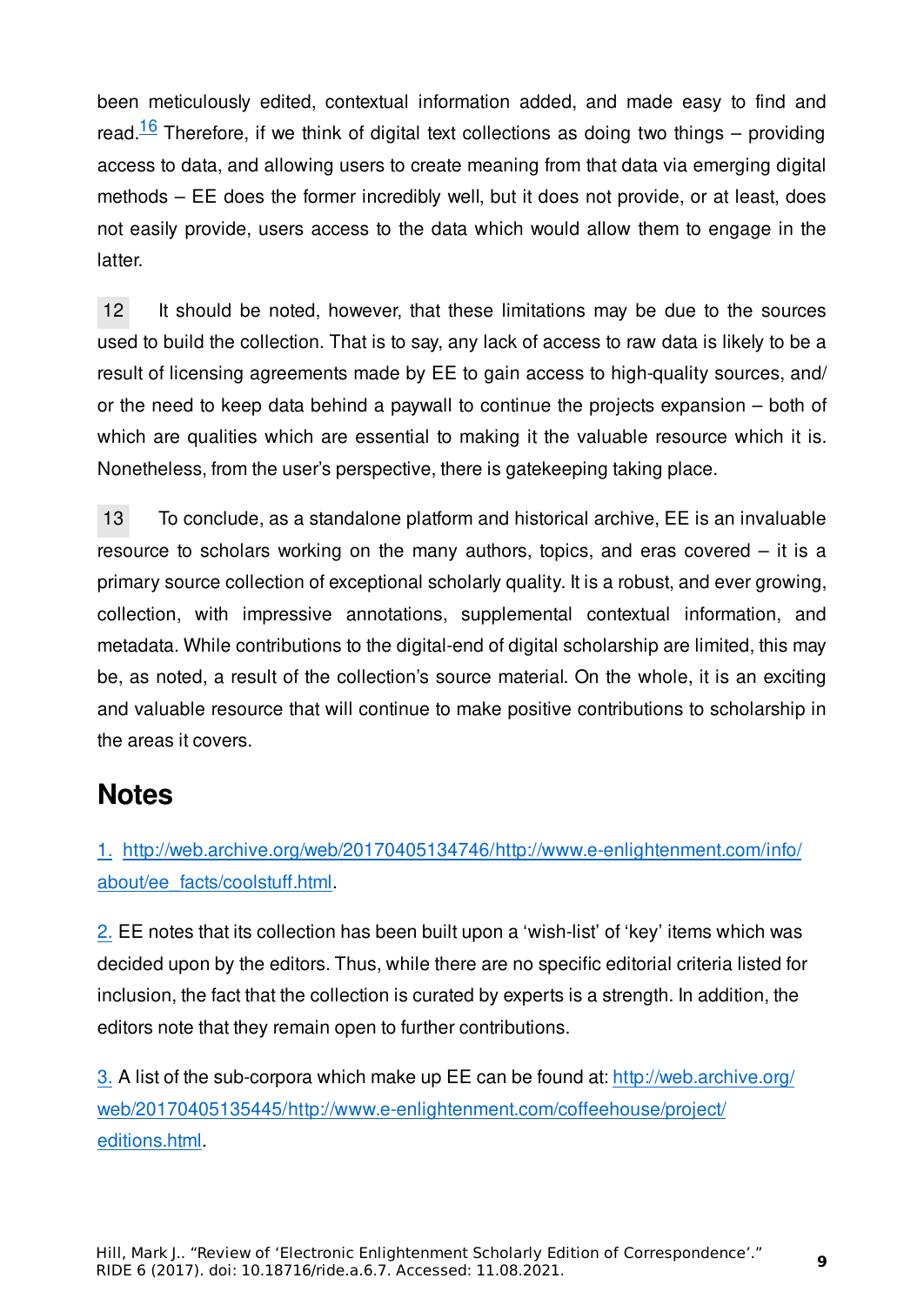been meticulously edited, contextual information added, and made easy to find and read.[16] Therefore, if we think of digital text collections as doing two things – providing access to data, and allowing users to create meaning from that data via emerging digital methods – EE does the former incredibly well, but it does not provide, or at least, does not easily provide, users access to the data which would allow them to engage in the latter.

12 It should be noted, however, that these limitations may be due to the sources used to build the collection. That is to say, any lack of access to raw data is likely to be a result of licensing agreements made by EE to gain access to high-quality sources, and/or the need to keep data behind a paywall to continue the projects expansion – both of which are qualities which are essential to making it the valuable resource which it is. Nonetheless, from the user's perspective, there is gatekeeping taking place.

13 To conclude, as a standalone platform and historical archive, EE is an invaluable resource to scholars working on the many authors, topics, and eras covered – it is a primary source collection of exceptional scholarly quality. It is a robust, and ever growing, collection, with impressive annotations, supplemental contextual information, and metadata. While contributions to the digital-end of digital scholarship are limited, this may be, as noted, a result of the collection's source material. On the whole, it is an exciting and valuable resource that will continue to make positive contributions to scholarship in the areas it covers.

## Notes

1. http://web.archive.org/web/20170405134746/http://www.e-enlightenment.com/info/about/ee_facts/coolstuff.html.

2. EE notes that its collection has been built upon a 'wish-list' of 'key' items which was decided upon by the editors. Thus, while there are no specific editorial criteria listed for inclusion, the fact that the collection is curated by experts is a strength. In addition, the editors note that they remain open to further contributions.

3. A list of the sub-corpora which make up EE can be found at: http://web.archive.org/web/20170405135445/http://www.e-enlightenment.com/coffeehouse/project/editions.html.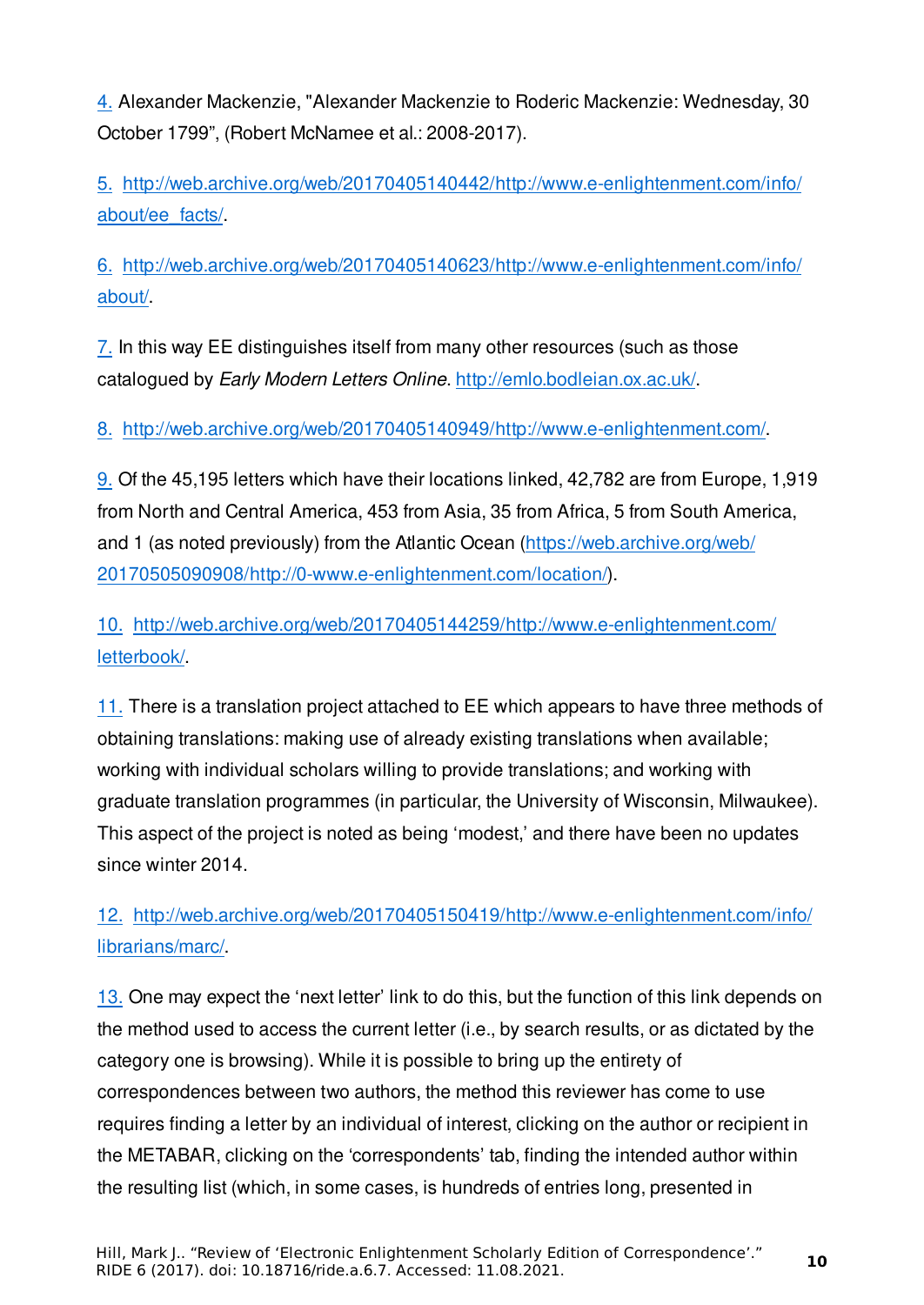4. Alexander Mackenzie, "Alexander Mackenzie to Roderic Mackenzie: Wednesday, 30 October 1799", (Robert McNamee et al.: 2008-2017).

5. http://web.archive.org/web/20170405140442/http://www.e-enlightenment.com/info/about/ee_facts/.

6. http://web.archive.org/web/20170405140623/http://www.e-enlightenment.com/info/about/.

7. In this way EE distinguishes itself from many other resources (such as those catalogued by *Early Modern Letters Online*. http://emlo.bodleian.ox.ac.uk/.

8. http://web.archive.org/web/20170405140949/http://www.e-enlightenment.com/.

9. Of the 45,195 letters which have their locations linked, 42,782 are from Europe, 1,919 from North and Central America, 453 from Asia, 35 from Africa, 5 from South America, and 1 (as noted previously) from the Atlantic Ocean (https://web.archive.org/web/20170505090908/http://0-www.e-enlightenment.com/location/).

10. http://web.archive.org/web/20170405144259/http://www.e-enlightenment.com/letterbook/.

11. There is a translation project attached to EE which appears to have three methods of obtaining translations: making use of already existing translations when available; working with individual scholars willing to provide translations; and working with graduate translation programmes (in particular, the University of Wisconsin, Milwaukee). This aspect of the project is noted as being 'modest,' and there have been no updates since winter 2014.

12. http://web.archive.org/web/20170405150419/http://www.e-enlightenment.com/info/librarians/marc/.

13. One may expect the 'next letter' link to do this, but the function of this link depends on the method used to access the current letter (i.e., by search results, or as dictated by the category one is browsing). While it is possible to bring up the entirety of correspondences between two authors, the method this reviewer has come to use requires finding a letter by an individual of interest, clicking on the author or recipient in the METABAR, clicking on the 'correspondents' tab, finding the intended author within the resulting list (which, in some cases, is hundreds of entries long, presented in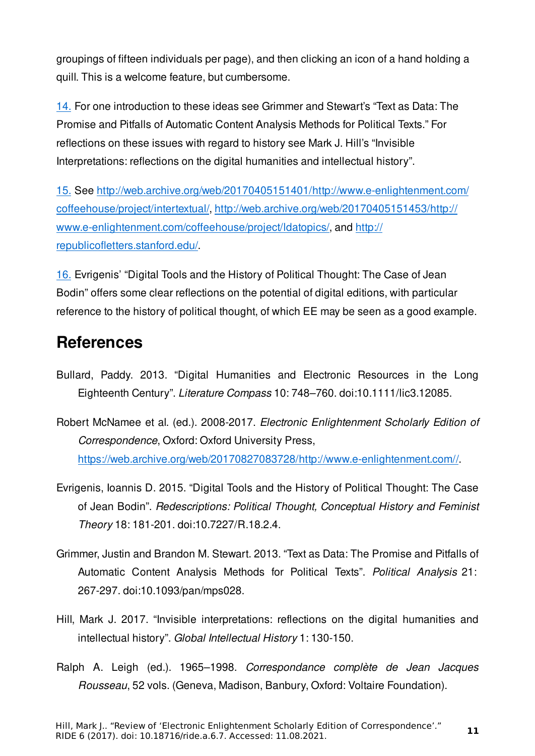groupings of fifteen individuals per page), and then clicking an icon of a hand holding a quill. This is a welcome feature, but cumbersome.

14. For one introduction to these ideas see Grimmer and Stewart's "Text as Data: The Promise and Pitfalls of Automatic Content Analysis Methods for Political Texts." For reflections on these issues with regard to history see Mark J. Hill's "Invisible Interpretations: reflections on the digital humanities and intellectual history".

15. See http://web.archive.org/web/20170405151401/http://www.e-enlightenment.com/coffeehouse/project/intertextual/, http://web.archive.org/web/20170405151453/http://www.e-enlightenment.com/coffeehouse/project/ldatopics/, and http://republicofletters.stanford.edu/.

16. Evrigenis' "Digital Tools and the History of Political Thought: The Case of Jean Bodin" offers some clear reflections on the potential of digital editions, with particular reference to the history of political thought, of which EE may be seen as a good example.

## References

Bullard, Paddy. 2013. "Digital Humanities and Electronic Resources in the Long Eighteenth Century". *Literature Compass* 10: 748–760. doi:10.1111/lic3.12085.

Robert McNamee et al. (ed.). 2008-2017. *Electronic Enlightenment Scholarly Edition of Correspondence*, Oxford: Oxford University Press, https://web.archive.org/web/20170827083728/http://www.e-enlightenment.com//.

Evrigenis, Ioannis D. 2015. "Digital Tools and the History of Political Thought: The Case of Jean Bodin". *Redescriptions: Political Thought, Conceptual History and Feminist Theory* 18: 181-201. doi:10.7227/R.18.2.4.

Grimmer, Justin and Brandon M. Stewart. 2013. "Text as Data: The Promise and Pitfalls of Automatic Content Analysis Methods for Political Texts". *Political Analysis* 21: 267-297. doi:10.1093/pan/mps028.

Hill, Mark J. 2017. "Invisible interpretations: reflections on the digital humanities and intellectual history". *Global Intellectual History* 1: 130-150.

Ralph A. Leigh (ed.). 1965–1998. *Correspondance complète de Jean Jacques Rousseau*, 52 vols. (Geneva, Madison, Banbury, Oxford: Voltaire Foundation).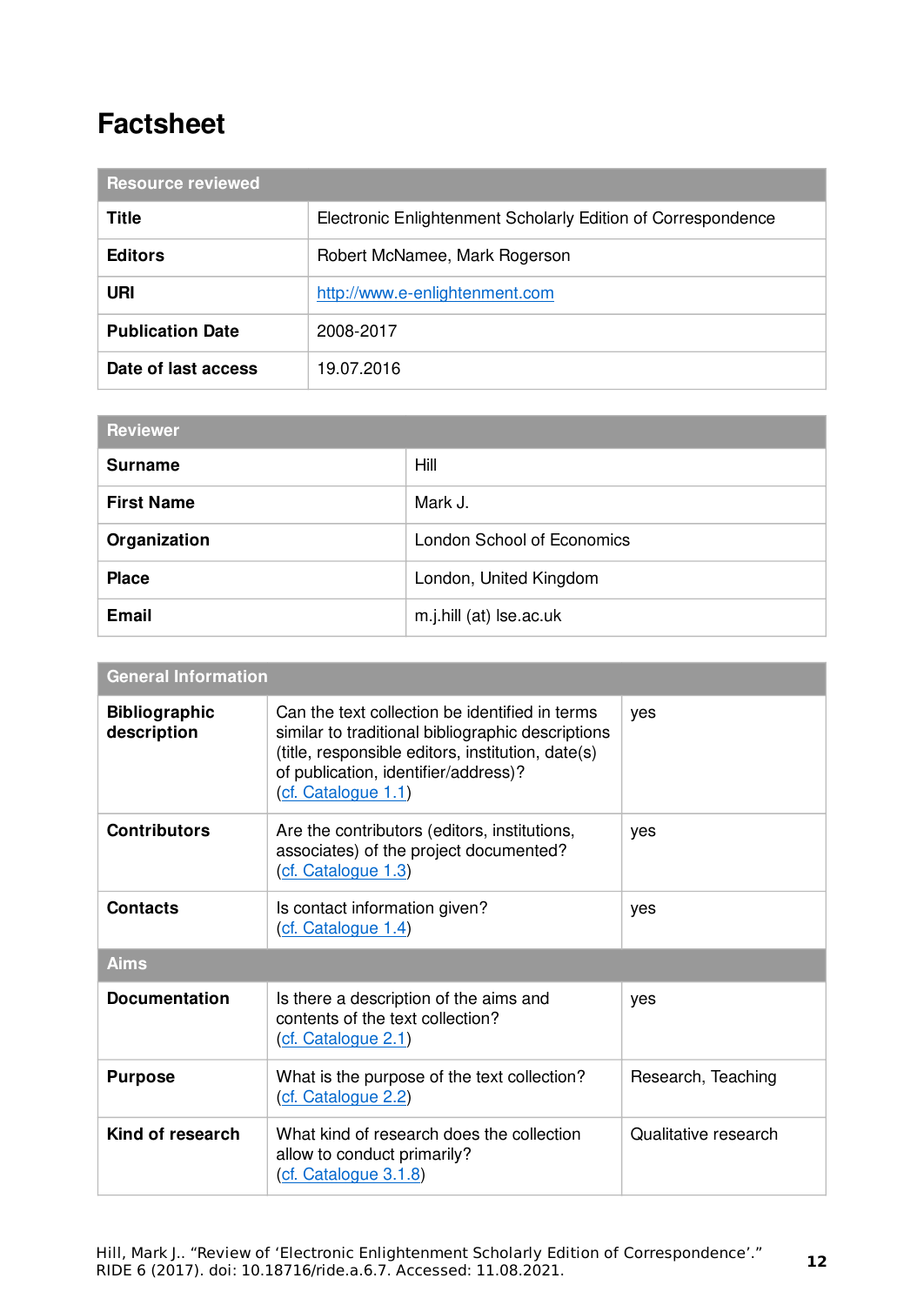# Factsheet

| Resource reviewed | |
|---|---|
| **Title** | Electronic Enlightenment Scholarly Edition of Correspondence |
| **Editors** | Robert McNamee, Mark Rogerson |
| **URI** | http://www.e-enlightenment.com |
| **Publication Date** | 2008-2017 |
| **Date of last access** | 19.07.2016 |

| Reviewer | |
|---|---|
| **Surname** | Hill |
| **First Name** | Mark J. |
| **Organization** | London School of Economics |
| **Place** | London, United Kingdom |
| **Email** | m.j.hill (at) lse.ac.uk |

| General Information | | |
|---|---|---|
| **Bibliographic description** | Can the text collection be identified in terms similar to traditional bibliographic descriptions (title, responsible editors, institution, date(s) of publication, identifier/address)? (cf. Catalogue 1.1) | yes |
| **Contributors** | Are the contributors (editors, institutions, associates) of the project documented? (cf. Catalogue 1.3) | yes |
| **Contacts** | Is contact information given? (cf. Catalogue 1.4) | yes |
| **Aims** | | |
| **Documentation** | Is there a description of the aims and contents of the text collection? (cf. Catalogue 2.1) | yes |
| **Purpose** | What is the purpose of the text collection? (cf. Catalogue 2.2) | Research, Teaching |
| **Kind of research** | What kind of research does the collection allow to conduct primarily? (cf. Catalogue 3.1.8) | Qualitative research |

Hill, Mark J.. "Review of 'Electronic Enlightenment Scholarly Edition of Correspondence'." RIDE 6 (2017). doi: 10.18716/ride.a.6.7. Accessed: 11.08.2021.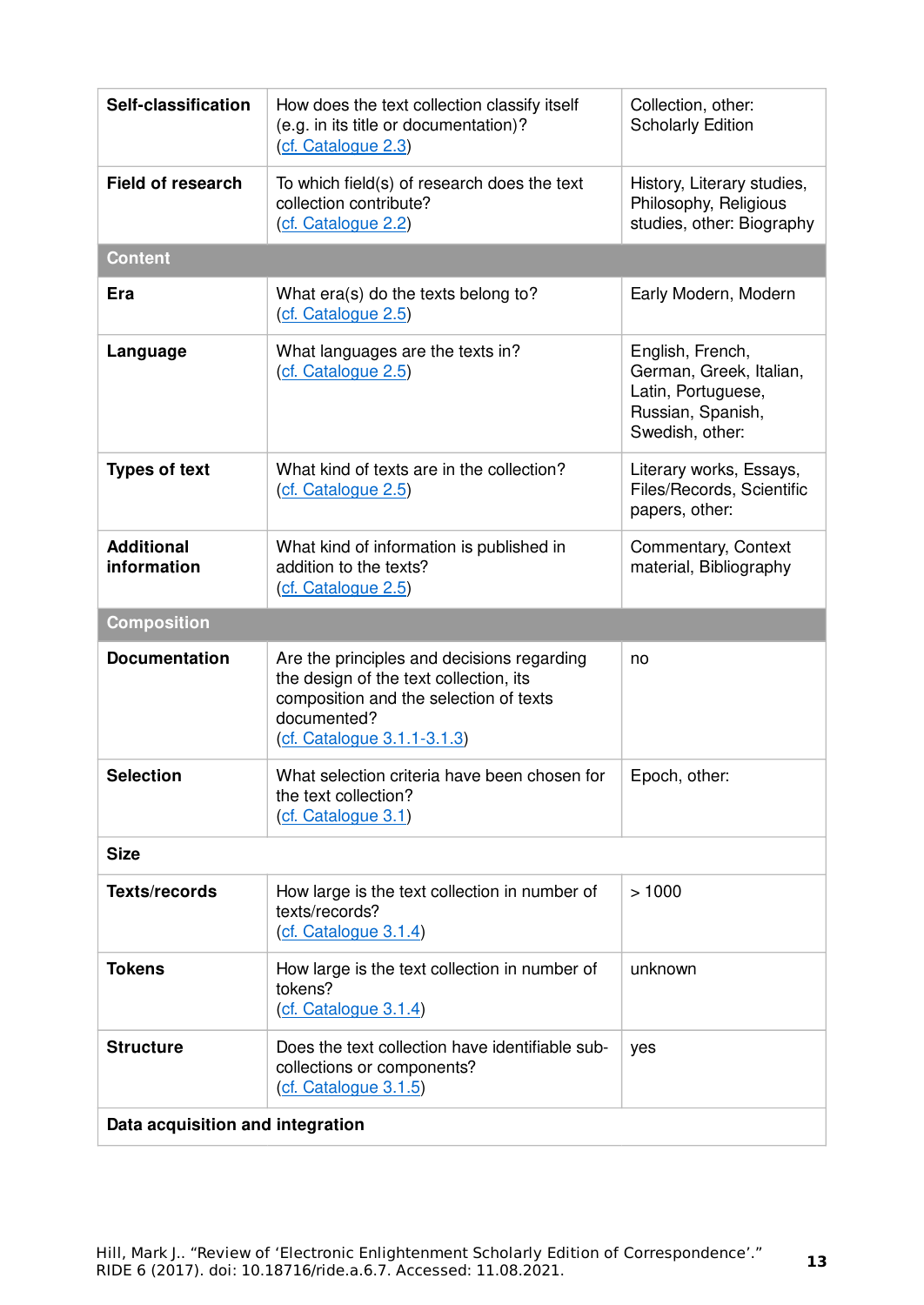| | | |
|---|---|---|
| **Self-classification** | How does the text collection classify itself (e.g. in its title or documentation)? (cf. Catalogue 2.3) | Collection, other: Scholarly Edition |
| **Field of research** | To which field(s) of research does the text collection contribute? (cf. Catalogue 2.2) | History, Literary studies, Philosophy, Religious studies, other: Biography |
| **Content** | | |
| **Era** | What era(s) do the texts belong to? (cf. Catalogue 2.5) | Early Modern, Modern |
| **Language** | What languages are the texts in? (cf. Catalogue 2.5) | English, French, German, Greek, Italian, Latin, Portuguese, Russian, Spanish, Swedish, other: |
| **Types of text** | What kind of texts are in the collection? (cf. Catalogue 2.5) | Literary works, Essays, Files/Records, Scientific papers, other: |
| **Additional information** | What kind of information is published in addition to the texts? (cf. Catalogue 2.5) | Commentary, Context material, Bibliography |
| **Composition** | | |
| **Documentation** | Are the principles and decisions regarding the design of the text collection, its composition and the selection of texts documented? (cf. Catalogue 3.1.1-3.1.3) | no |
| **Selection** | What selection criteria have been chosen for the text collection? (cf. Catalogue 3.1) | Epoch, other: |
| **Size** | | |
| **Texts/records** | How large is the text collection in number of texts/records? (cf. Catalogue 3.1.4) | > 1000 |
| **Tokens** | How large is the text collection in number of tokens? (cf. Catalogue 3.1.4) | unknown |
| **Structure** | Does the text collection have identifiable sub-collections or components? (cf. Catalogue 3.1.5) | yes |
| **Data acquisition and integration** | | |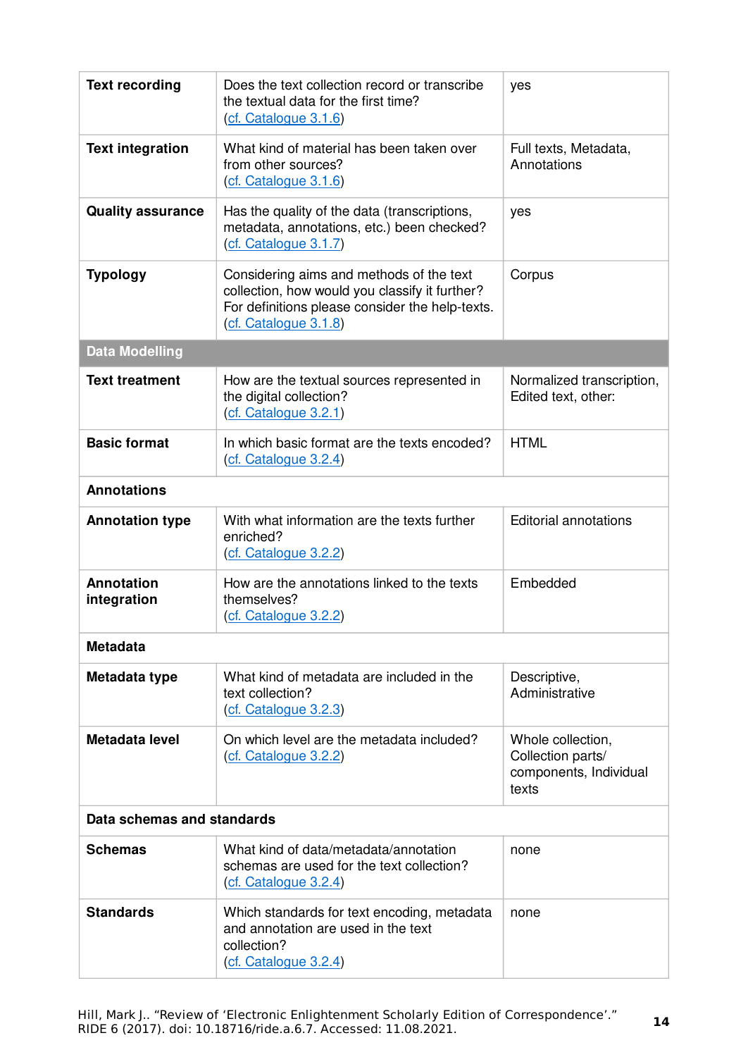| | | |
|---|---|---|
| **Text recording** | Does the text collection record or transcribe the textual data for the first time? (cf. Catalogue 3.1.6) | yes |
| **Text integration** | What kind of material has been taken over from other sources? (cf. Catalogue 3.1.6) | Full texts, Metadata, Annotations |
| **Quality assurance** | Has the quality of the data (transcriptions, metadata, annotations, etc.) been checked? (cf. Catalogue 3.1.7) | yes |
| **Typology** | Considering aims and methods of the text collection, how would you classify it further? For definitions please consider the help-texts. (cf. Catalogue 3.1.8) | Corpus |
| **Data Modelling** | | |
| **Text treatment** | How are the textual sources represented in the digital collection? (cf. Catalogue 3.2.1) | Normalized transcription, Edited text, other: |
| **Basic format** | In which basic format are the texts encoded? (cf. Catalogue 3.2.4) | HTML |
| **Annotations** | | |
| **Annotation type** | With what information are the texts further enriched? (cf. Catalogue 3.2.2) | Editorial annotations |
| **Annotation integration** | How are the annotations linked to the texts themselves? (cf. Catalogue 3.2.2) | Embedded |
| **Metadata** | | |
| **Metadata type** | What kind of metadata are included in the text collection? (cf. Catalogue 3.2.3) | Descriptive, Administrative |
| **Metadata level** | On which level are the metadata included? (cf. Catalogue 3.2.2) | Whole collection, Collection parts/ components, Individual texts |
| **Data schemas and standards** | | |
| **Schemas** | What kind of data/metadata/annotation schemas are used for the text collection? (cf. Catalogue 3.2.4) | none |
| **Standards** | Which standards for text encoding, metadata and annotation are used in the text collection? (cf. Catalogue 3.2.4) | none |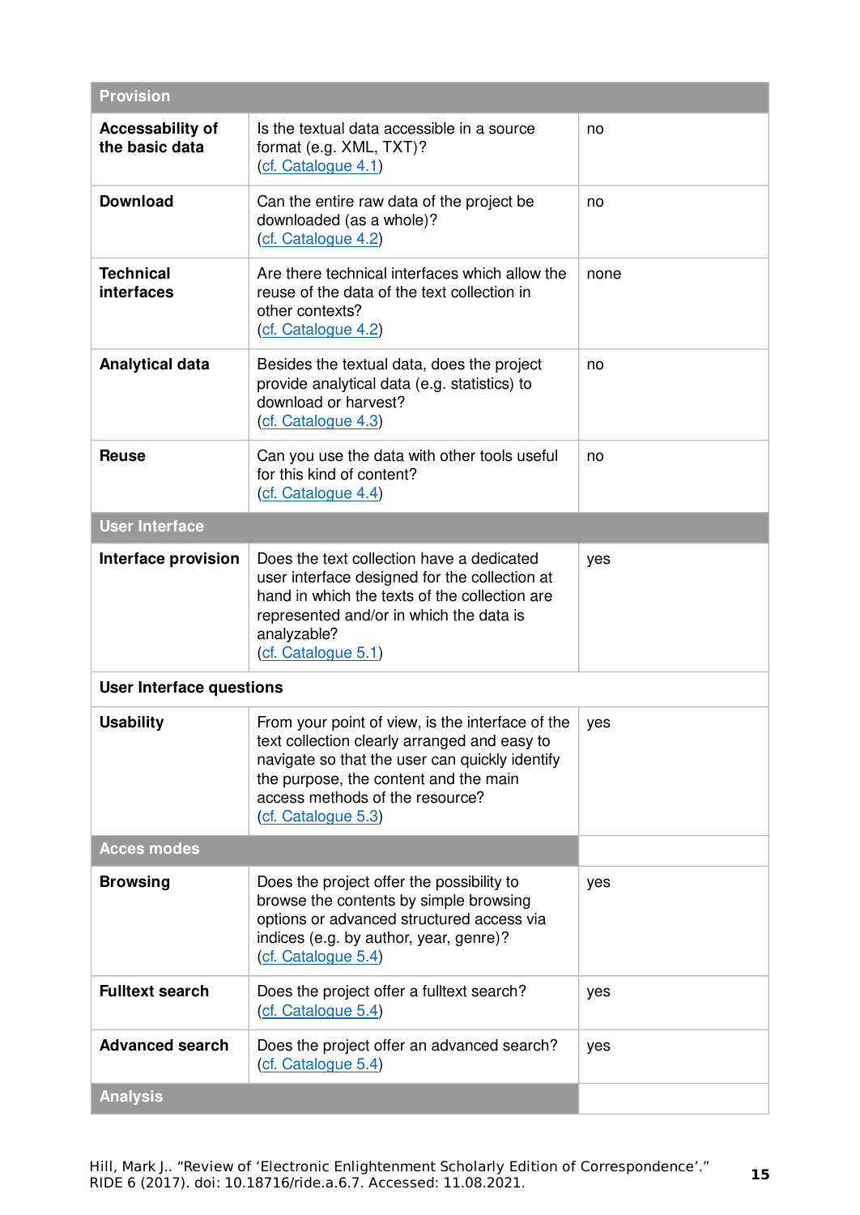| Provision | | |
|---|---|---|
| **Accessability of the basic data** | Is the textual data accessible in a source format (e.g. XML, TXT)? (cf. Catalogue 4.1) | no |
| **Download** | Can the entire raw data of the project be downloaded (as a whole)? (cf. Catalogue 4.2) | no |
| **Technical interfaces** | Are there technical interfaces which allow the reuse of the data of the text collection in other contexts? (cf. Catalogue 4.2) | none |
| **Analytical data** | Besides the textual data, does the project provide analytical data (e.g. statistics) to download or harvest? (cf. Catalogue 4.3) | no |
| **Reuse** | Can you use the data with other tools useful for this kind of content? (cf. Catalogue 4.4) | no |
| **User Interface** | | |
| **Interface provision** | Does the text collection have a dedicated user interface designed for the collection at hand in which the texts of the collection are represented and/or in which the data is analyzable? (cf. Catalogue 5.1) | yes |
| **User Interface questions** | | |
| **Usability** | From your point of view, is the interface of the text collection clearly arranged and easy to navigate so that the user can quickly identify the purpose, the content and the main access methods of the resource? (cf. Catalogue 5.3) | yes |
| **Acces modes** | | |
| **Browsing** | Does the project offer the possibility to browse the contents by simple browsing options or advanced structured access via indices (e.g. by author, year, genre)? (cf. Catalogue 5.4) | yes |
| **Fulltext search** | Does the project offer a fulltext search? (cf. Catalogue 5.4) | yes |
| **Advanced search** | Does the project offer an advanced search? (cf. Catalogue 5.4) | yes |
| **Analysis** | | |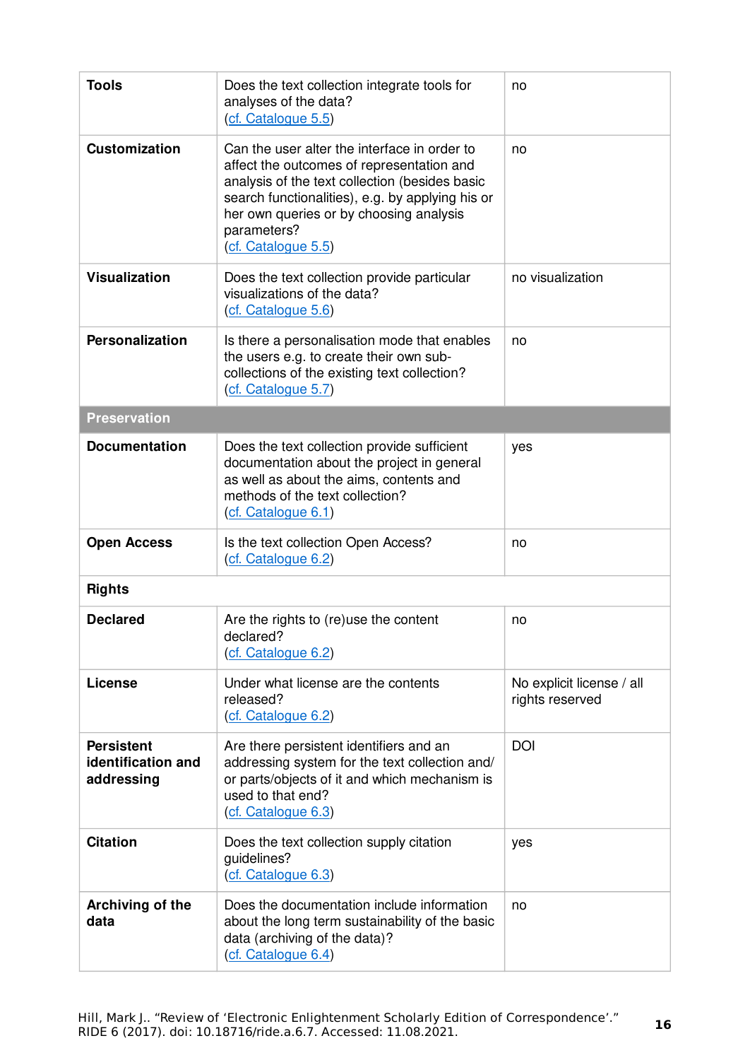| | | |
|---|---|---|
| **Tools** | Does the text collection integrate tools for analyses of the data? (cf. Catalogue 5.5) | no |
| **Customization** | Can the user alter the interface in order to affect the outcomes of representation and analysis of the text collection (besides basic search functionalities), e.g. by applying his or her own queries or by choosing analysis parameters? (cf. Catalogue 5.5) | no |
| **Visualization** | Does the text collection provide particular visualizations of the data? (cf. Catalogue 5.6) | no visualization |
| **Personalization** | Is there a personalisation mode that enables the users e.g. to create their own sub-collections of the existing text collection? (cf. Catalogue 5.7) | no |
| **Preservation** | | |
| **Documentation** | Does the text collection provide sufficient documentation about the project in general as well as about the aims, contents and methods of the text collection? (cf. Catalogue 6.1) | yes |
| **Open Access** | Is the text collection Open Access? (cf. Catalogue 6.2) | no |
| **Rights** | | |
| **Declared** | Are the rights to (re)use the content declared? (cf. Catalogue 6.2) | no |
| **License** | Under what license are the contents released? (cf. Catalogue 6.2) | No explicit license / all rights reserved |
| **Persistent identification and addressing** | Are there persistent identifiers and an addressing system for the text collection and/ or parts/objects of it and which mechanism is used to that end? (cf. Catalogue 6.3) | DOI |
| **Citation** | Does the text collection supply citation guidelines? (cf. Catalogue 6.3) | yes |
| **Archiving of the data** | Does the documentation include information about the long term sustainability of the basic data (archiving of the data)? (cf. Catalogue 6.4) | no |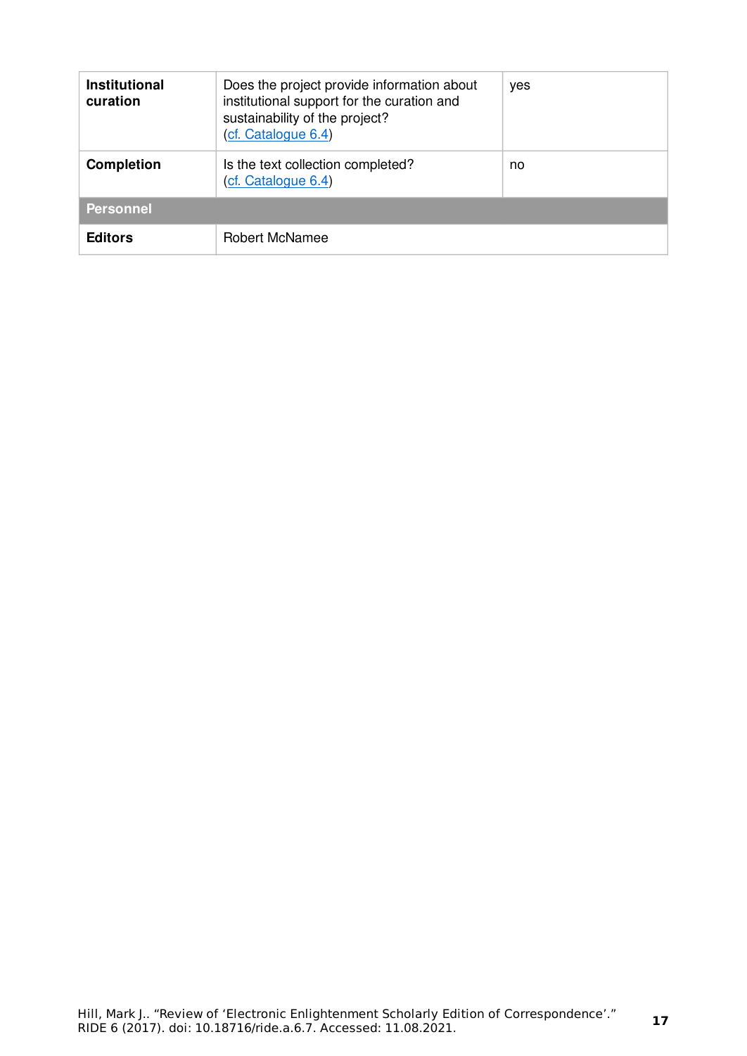| | | |
|---|---|---|
| **Institutional curation** | Does the project provide information about institutional support for the curation and sustainability of the project? (cf. Catalogue 6.4) | yes |
| **Completion** | Is the text collection completed? (cf. Catalogue 6.4) | no |
| **Personnel** | | |
| **Editors** | Robert McNamee | |